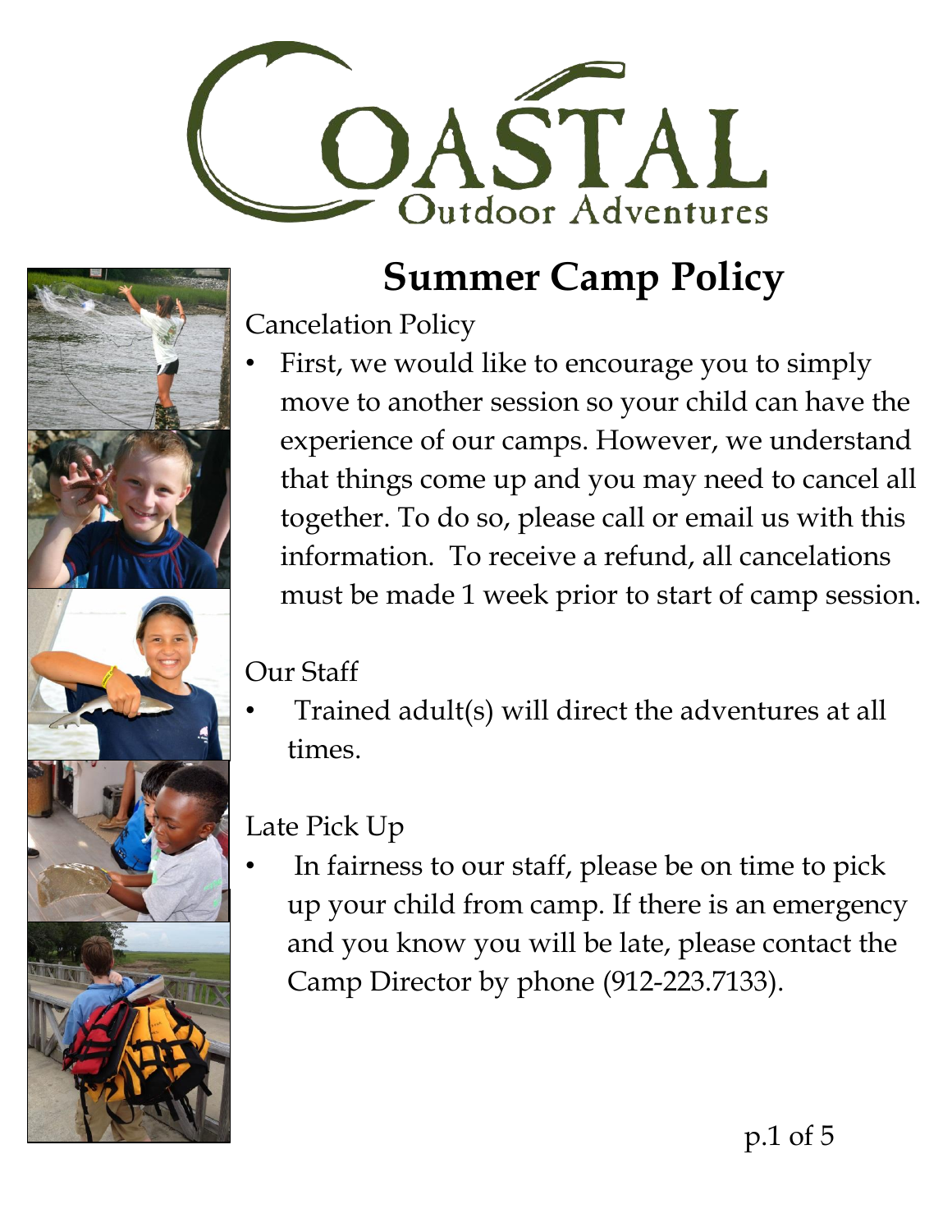# COASTAL Outdoor Adventures

## Summer Camp Policy

Cancelation Policy

- First, we would like to encourage you to simply move to another session so your child can have the experience of our camps. However, we understand that things come up and you may need to cancel all together. To do so, please call or email us with this information. To receive a refund, all cancelations must be made 1 week prior to start of camp session.

Our Staff

- Trained adult(s) will direct the adventures at all times.

Late Pick Up

- In fairness to our staff, please be on time to pick up your child from camp. If there is an emergency and you know you will be late, please contact the Camp Director by phone (912-223.7133).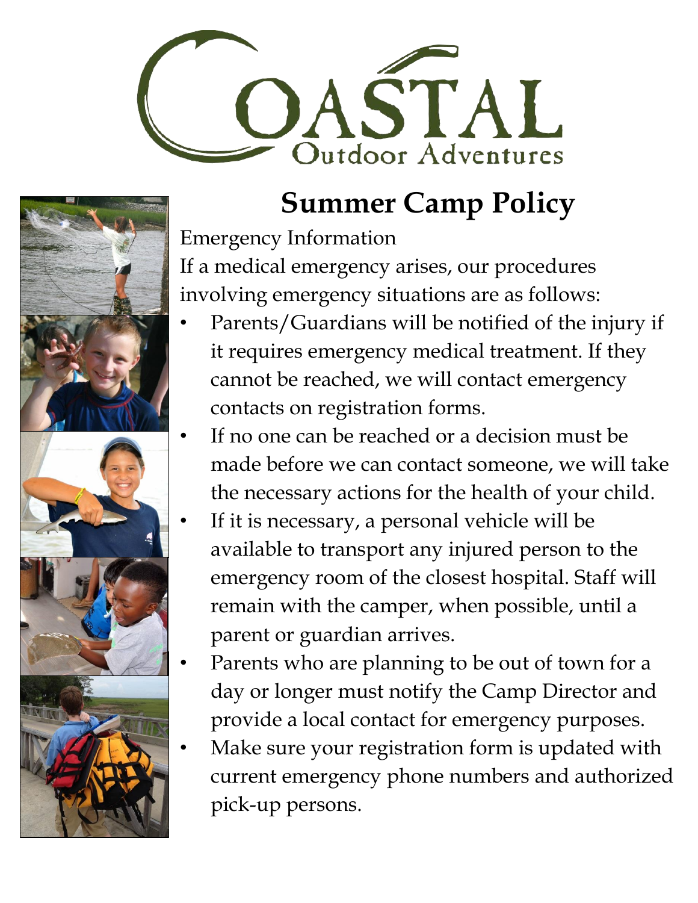# Summer Camp Policy

Emergency Information

If a medical emergency arises, our procedures involving emergency situations are as follows:

- Parents/Guardians will be notified of the injury if it requires emergency medical treatment. If they cannot be reached, we will contact emergency contacts on registration forms.
- If no one can be reached or a decision must be made before we can contact someone, we will take the necessary actions for the health of your child.
- If it is necessary, a personal vehicle will be available to transport any injured person to the emergency room of the closest hospital. Staff will remain with the camper, when possible, until a parent or guardian arrives.
- Parents who are planning to be out of town for a day or longer must notify the Camp Director and provide a local contact for emergency purposes.
- Make sure your registration form is updated with current emergency phone numbers and authorized pick-up persons.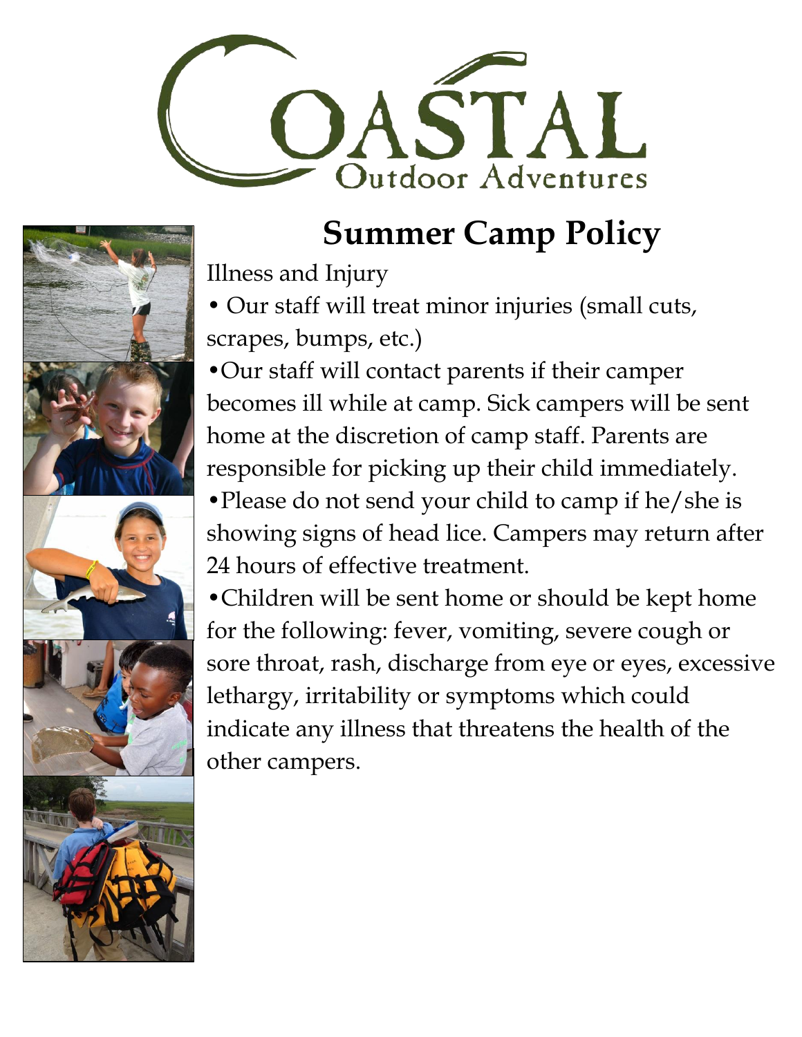# COASTAL Outdoor Adventures

## Summer Camp Policy

Illness and Injury

- Our staff will treat minor injuries (small cuts, scrapes, bumps, etc.)
- Our staff will contact parents if their camper becomes ill while at camp. Sick campers will be sent home at the discretion of camp staff. Parents are responsible for picking up their child immediately.
- Please do not send your child to camp if he/she is showing signs of head lice. Campers may return after 24 hours of effective treatment.
- Children will be sent home or should be kept home for the following: fever, vomiting, severe cough or sore throat, rash, discharge from eye or eyes, excessive lethargy, irritability or symptoms which could indicate any illness that threatens the health of the other campers.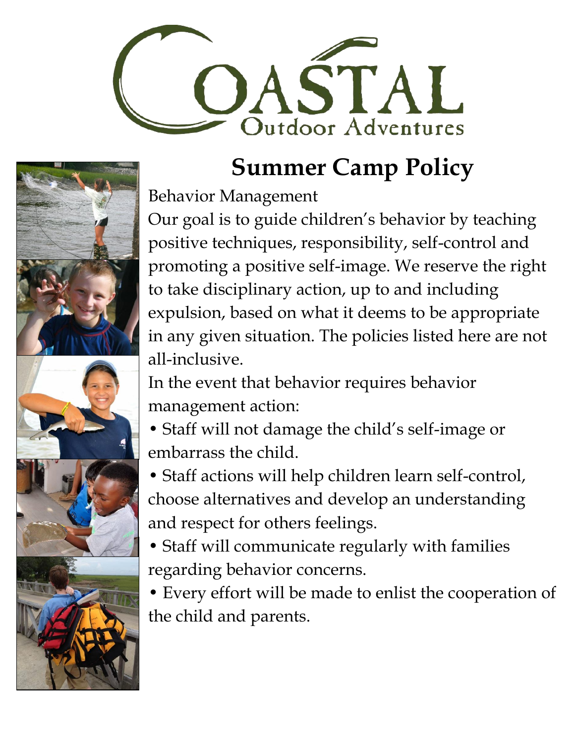# COASTAL Outdoor Adventures

## Summer Camp Policy

Behavior Management

Our goal is to guide children's behavior by teaching positive techniques, responsibility, self-control and promoting a positive self-image. We reserve the right to take disciplinary action, up to and including expulsion, based on what it deems to be appropriate in any given situation. The policies listed here are not all-inclusive.

In the event that behavior requires behavior management action:

- Staff will not damage the child's self-image or embarrass the child.
- Staff actions will help children learn self-control, choose alternatives and develop an understanding and respect for others feelings.
- Staff will communicate regularly with families regarding behavior concerns.
- Every effort will be made to enlist the cooperation of the child and parents.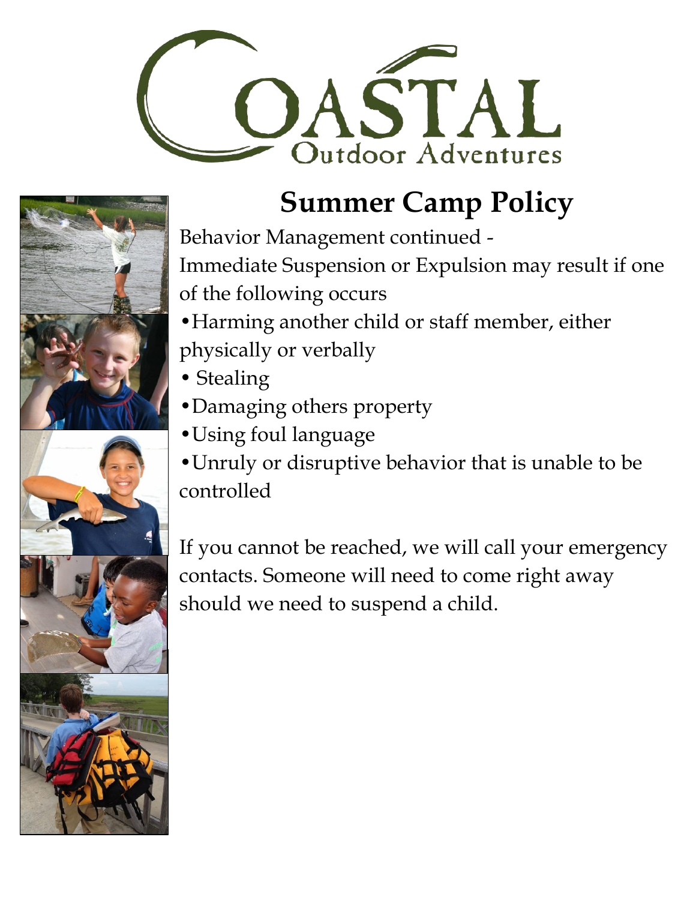# Coastal Outdoor Adventures

## Summer Camp Policy

Behavior Management continued -

Immediate Suspension or Expulsion may result if one of the following occurs

- Harming another child or staff member, either physically or verbally
- Stealing
- Damaging others property
- Using foul language
- Unruly or disruptive behavior that is unable to be controlled

If you cannot be reached, we will call your emergency contacts. Someone will need to come right away should we need to suspend a child.